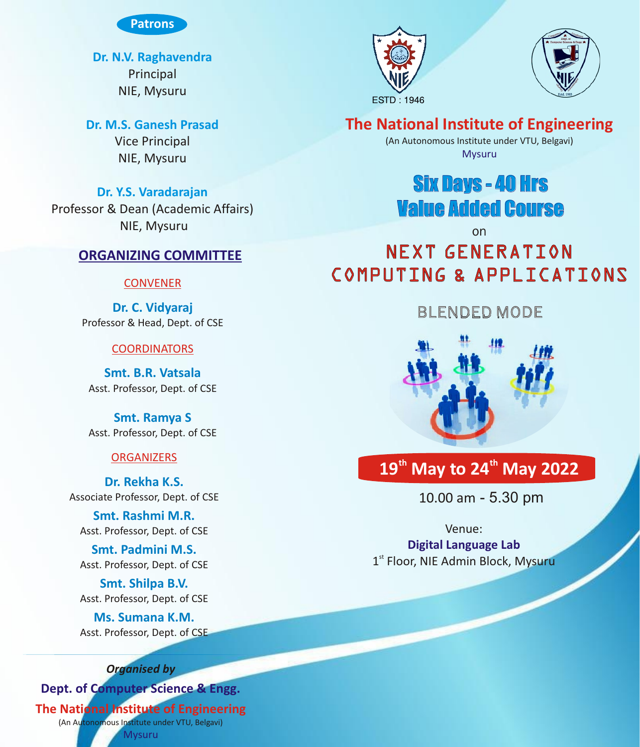## Patrons

**Dr. N.V. Raghavendra**
Principal
NIE, Mysuru

**Dr. M.S. Ganesh Prasad**
Vice Principal
NIE, Mysuru

**Dr. Y.S. Varadarajan**
Professor & Dean (Academic Affairs)
NIE, Mysuru

## ORGANIZING COMMITTEE

### CONVENER

**Dr. C. Vidyaraj**
Professor & Head, Dept. of CSE

### COORDINATORS

**Smt. B.R. Vatsala**
Asst. Professor, Dept. of CSE

**Smt. Ramya S**
Asst. Professor, Dept. of CSE

### ORGANIZERS

**Dr. Rekha K.S.**
Associate Professor, Dept. of CSE

**Smt. Rashmi M.R.**
Asst. Professor, Dept. of CSE

**Smt. Padmini M.S.**
Asst. Professor, Dept. of CSE

**Smt. Shilpa B.V.**
Asst. Professor, Dept. of CSE

**Ms. Sumana K.M.**
Asst. Professor, Dept. of CSE

*Organised by*

**Dept. of Computer Science & Engg.**

**The National Institute of Engineering**
(An Autonomous Institute under VTU, Belgavi)
Mysuru

ESTD : 1946

# The National Institute of Engineering

(An Autonomous Institute under VTU, Belgavi)
Mysuru

## Six Days - 40 Hrs Value Added Course

on

# NEXT GENERATION COMPUTING & APPLICATIONS

BLENDED MODE

**19th May to 24th May 2022**

10.00 am - 5.30 pm

Venue:
**Digital Language Lab**
1st Floor, NIE Admin Block, Mysuru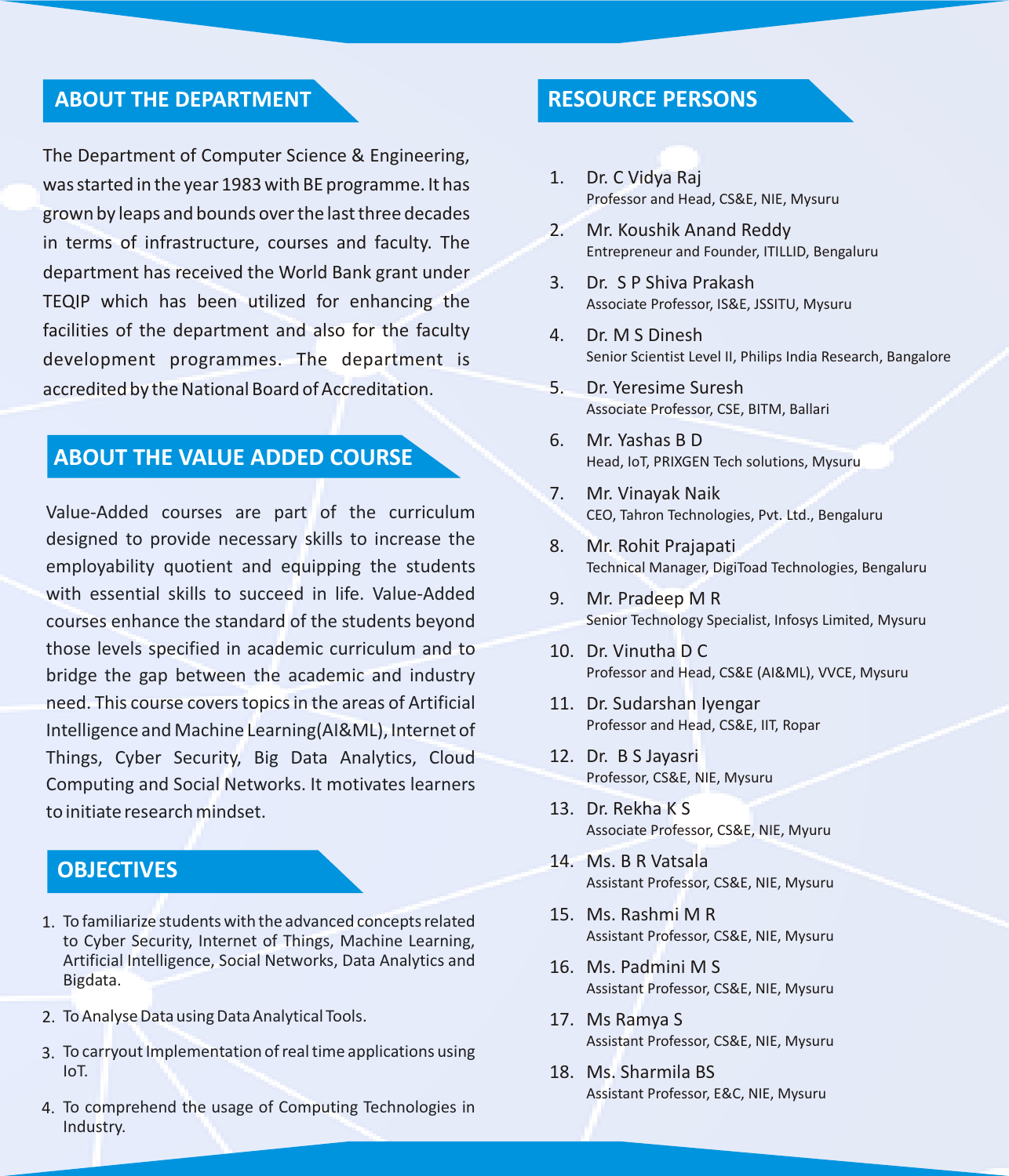## ABOUT THE DEPARTMENT

The Department of Computer Science & Engineering, was started in the year 1983 with BE programme. It has grown by leaps and bounds over the last three decades in terms of infrastructure, courses and faculty. The department has received the World Bank grant under TEQIP which has been utilized for enhancing the facilities of the department and also for the faculty development programmes. The department is accredited by the National Board of Accreditation.

## ABOUT THE VALUE ADDED COURSE

Value-Added courses are part of the curriculum designed to provide necessary skills to increase the employability quotient and equipping the students with essential skills to succeed in life. Value-Added courses enhance the standard of the students beyond those levels specified in academic curriculum and to bridge the gap between the academic and industry need. This course covers topics in the areas of Artificial Intelligence and Machine Learning(AI&ML), Internet of Things, Cyber Security, Big Data Analytics, Cloud Computing and Social Networks. It motivates learners to initiate research mindset.

## OBJECTIVES

1. To familiarize students with the advanced concepts related to Cyber Security, Internet of Things, Machine Learning, Artificial Intelligence, Social Networks, Data Analytics and Bigdata.
2. To Analyse Data using Data Analytical Tools.
3. To carryout Implementation of real time applications using IoT.
4. To comprehend the usage of Computing Technologies in Industry.

## RESOURCE PERSONS

1. Dr. C Vidya Raj
   Professor and Head, CS&E, NIE, Mysuru
2. Mr. Koushik Anand Reddy
   Entrepreneur and Founder, ITILLID, Bengaluru
3. Dr. S P Shiva Prakash
   Associate Professor, IS&E, JSSITU, Mysuru
4. Dr. M S Dinesh
   Senior Scientist Level II, Philips India Research, Bangalore
5. Dr. Yeresime Suresh
   Associate Professor, CSE, BITM, Ballari
6. Mr. Yashas B D
   Head, IoT, PRIXGEN Tech solutions, Mysuru
7. Mr. Vinayak Naik
   CEO, Tahron Technologies, Pvt. Ltd., Bengaluru
8. Mr. Rohit Prajapati
   Technical Manager, DigiToad Technologies, Bengaluru
9. Mr. Pradeep M R
   Senior Technology Specialist, Infosys Limited, Mysuru
10. Dr. Vinutha D C
    Professor and Head, CS&E (AI&ML), VVCE, Mysuru
11. Dr. Sudarshan Iyengar
    Professor and Head, CS&E, IIT, Ropar
12. Dr. B S Jayasri
    Professor, CS&E, NIE, Mysuru
13. Dr. Rekha K S
    Associate Professor, CS&E, NIE, Myuru
14. Ms. B R Vatsala
    Assistant Professor, CS&E, NIE, Mysuru
15. Ms. Rashmi M R
    Assistant Professor, CS&E, NIE, Mysuru
16. Ms. Padmini M S
    Assistant Professor, CS&E, NIE, Mysuru
17. Ms Ramya S
    Assistant Professor, CS&E, NIE, Mysuru
18. Ms. Sharmila BS
    Assistant Professor, E&C, NIE, Mysuru